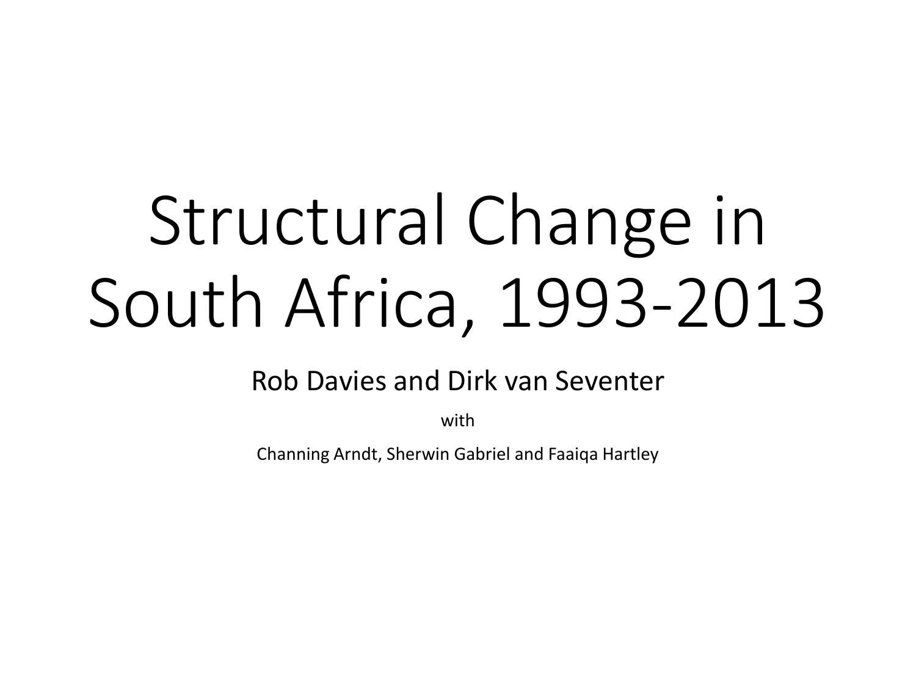# Structural Change in South Africa, 1993-2013

Rob Davies and Dirk van Seventer

with

Channing Arndt, Sherwin Gabriel and Faaiqa Hartley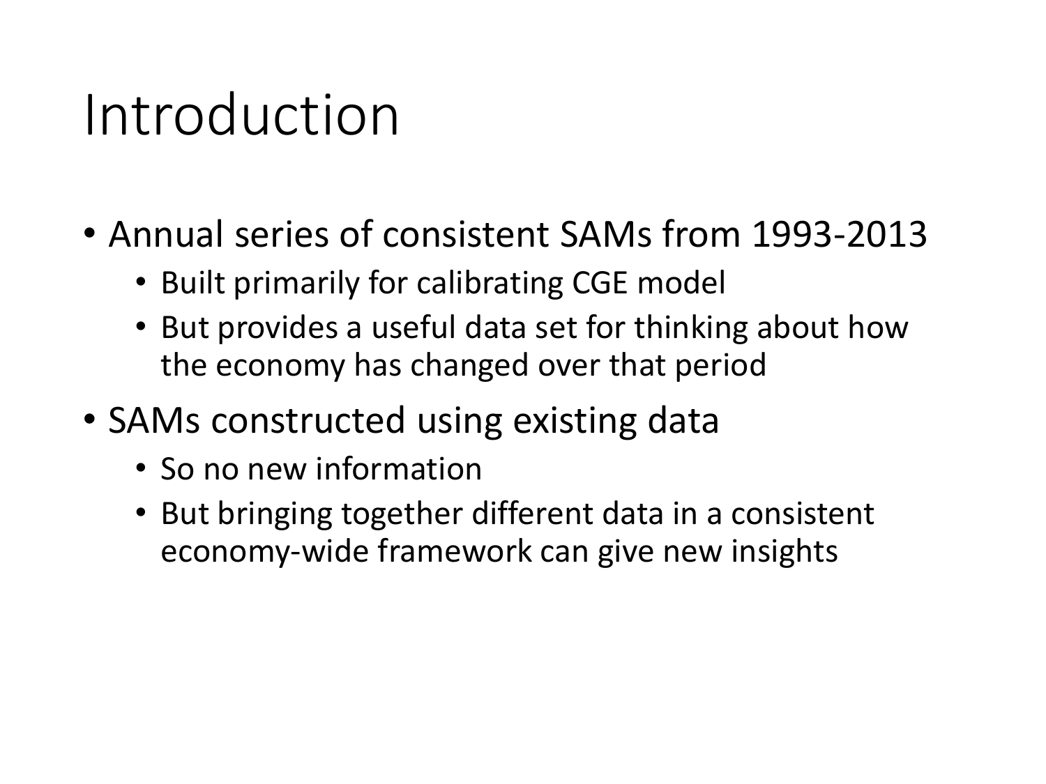# Introduction

- Annual series of consistent SAMs from 1993-2013
  - Built primarily for calibrating CGE model
  - But provides a useful data set for thinking about how the economy has changed over that period
- SAMs constructed using existing data
  - So no new information
  - But bringing together different data in a consistent economy-wide framework can give new insights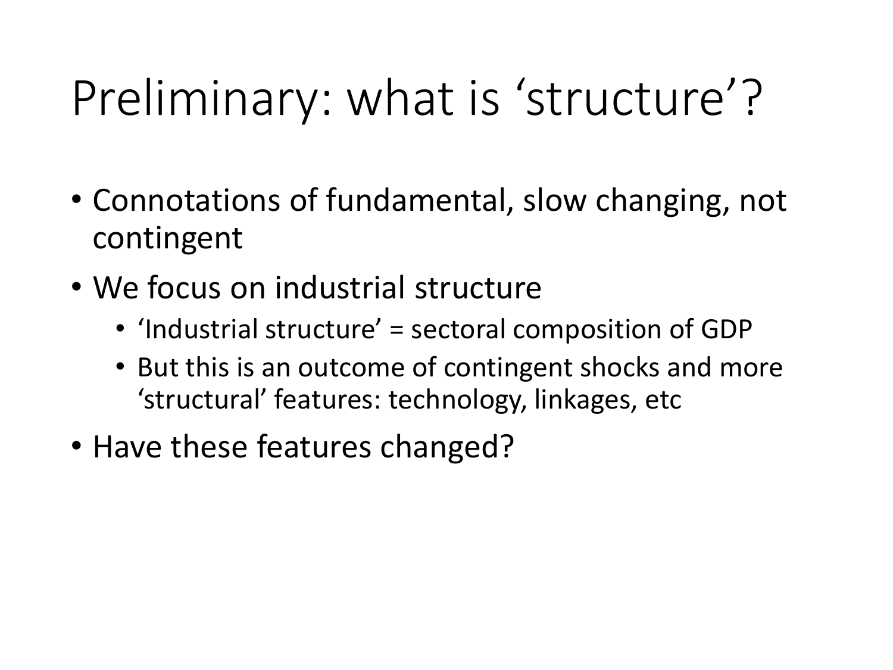# Preliminary: what is 'structure'?

- Connotations of fundamental, slow changing, not contingent
- We focus on industrial structure
  - 'Industrial structure' = sectoral composition of GDP
  - But this is an outcome of contingent shocks and more 'structural' features: technology, linkages, etc
- Have these features changed?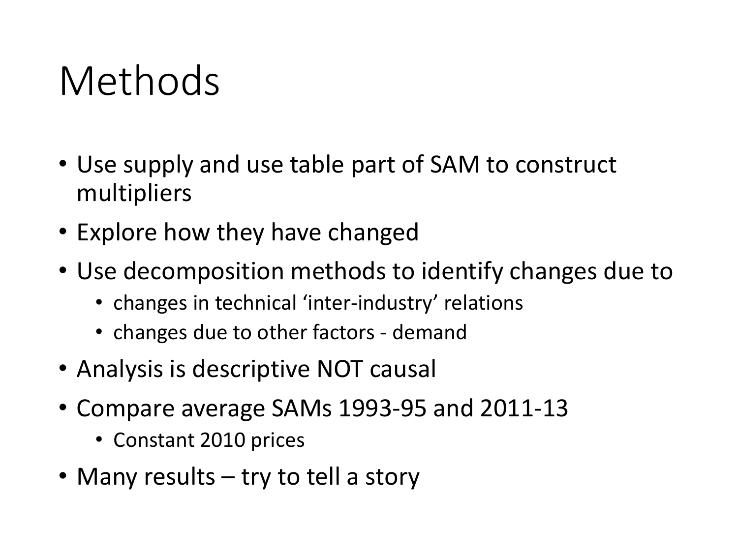# Methods

- Use supply and use table part of SAM to construct multipliers
- Explore how they have changed
- Use decomposition methods to identify changes due to
  - changes in technical 'inter-industry' relations
  - changes due to other factors - demand
- Analysis is descriptive NOT causal
- Compare average SAMs 1993-95 and 2011-13
  - Constant 2010 prices
- Many results – try to tell a story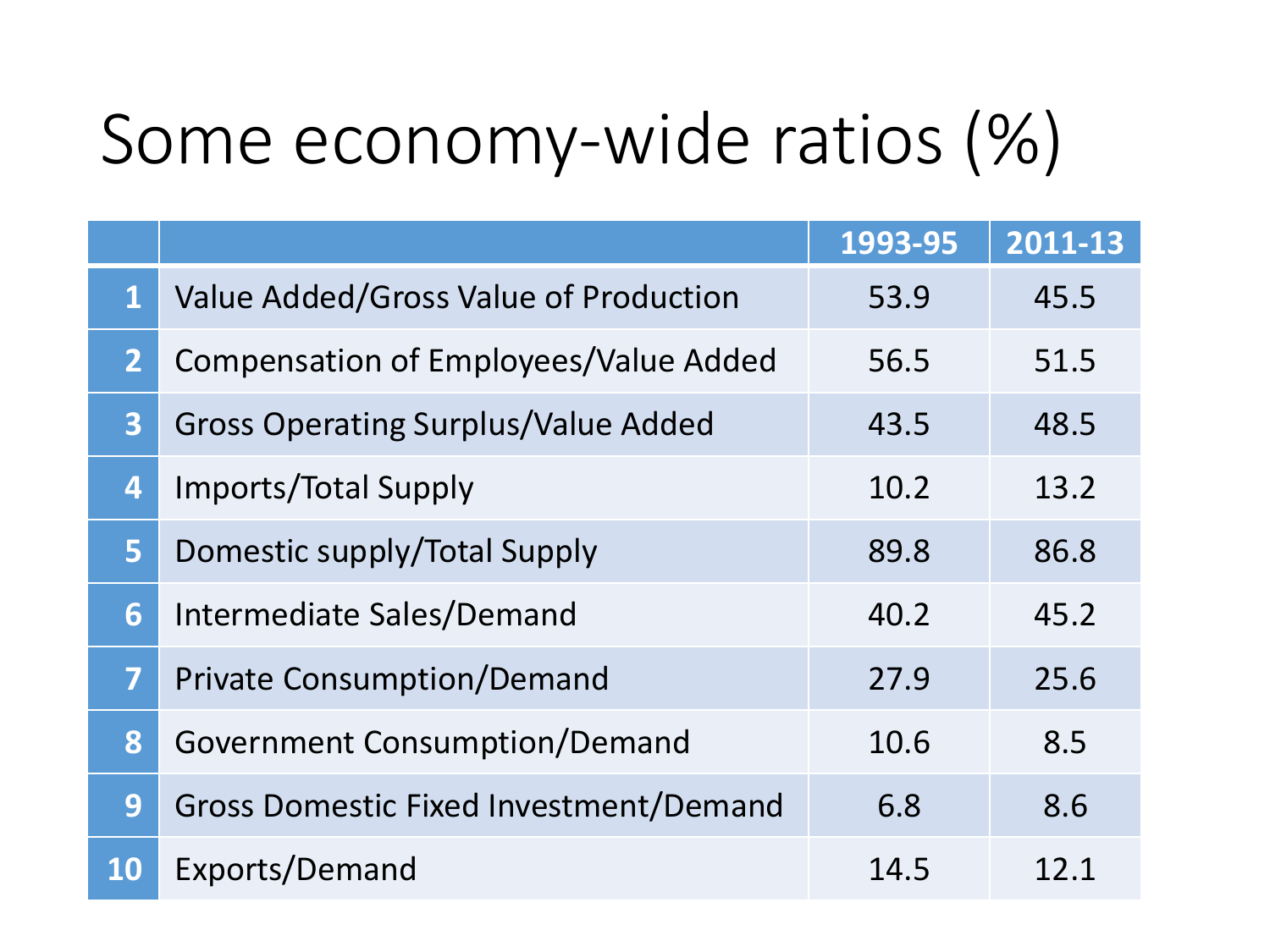# Some economy-wide ratios (%)

| | | 1993-95 | 2011-13 |
|---|---|---|---|
| 1 | Value Added/Gross Value of Production | 53.9 | 45.5 |
| 2 | Compensation of Employees/Value Added | 56.5 | 51.5 |
| 3 | Gross Operating Surplus/Value Added | 43.5 | 48.5 |
| 4 | Imports/Total Supply | 10.2 | 13.2 |
| 5 | Domestic supply/Total Supply | 89.8 | 86.8 |
| 6 | Intermediate Sales/Demand | 40.2 | 45.2 |
| 7 | Private Consumption/Demand | 27.9 | 25.6 |
| 8 | Government Consumption/Demand | 10.6 | 8.5 |
| 9 | Gross Domestic Fixed Investment/Demand | 6.8 | 8.6 |
| 10 | Exports/Demand | 14.5 | 12.1 |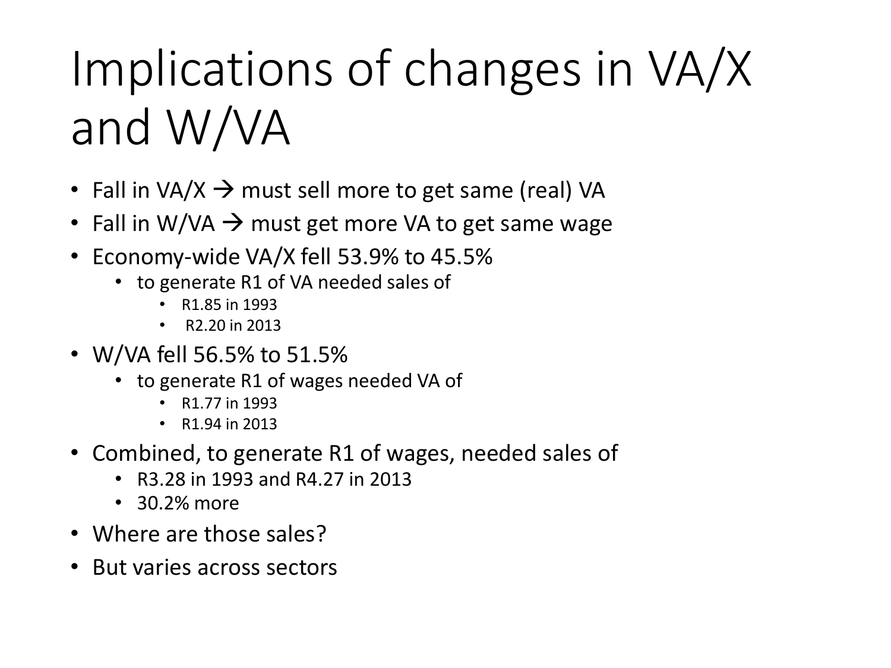# Implications of changes in VA/X and W/VA

- Fall in VA/X → must sell more to get same (real) VA
- Fall in W/VA → must get more VA to get same wage
- Economy-wide VA/X fell 53.9% to 45.5%
  - to generate R1 of VA needed sales of
    - R1.85 in 1993
    - R2.20 in 2013
- W/VA fell 56.5% to 51.5%
  - to generate R1 of wages needed VA of
    - R1.77 in 1993
    - R1.94 in 2013
- Combined, to generate R1 of wages, needed sales of
  - R3.28 in 1993 and R4.27 in 2013
  - 30.2% more
- Where are those sales?
- But varies across sectors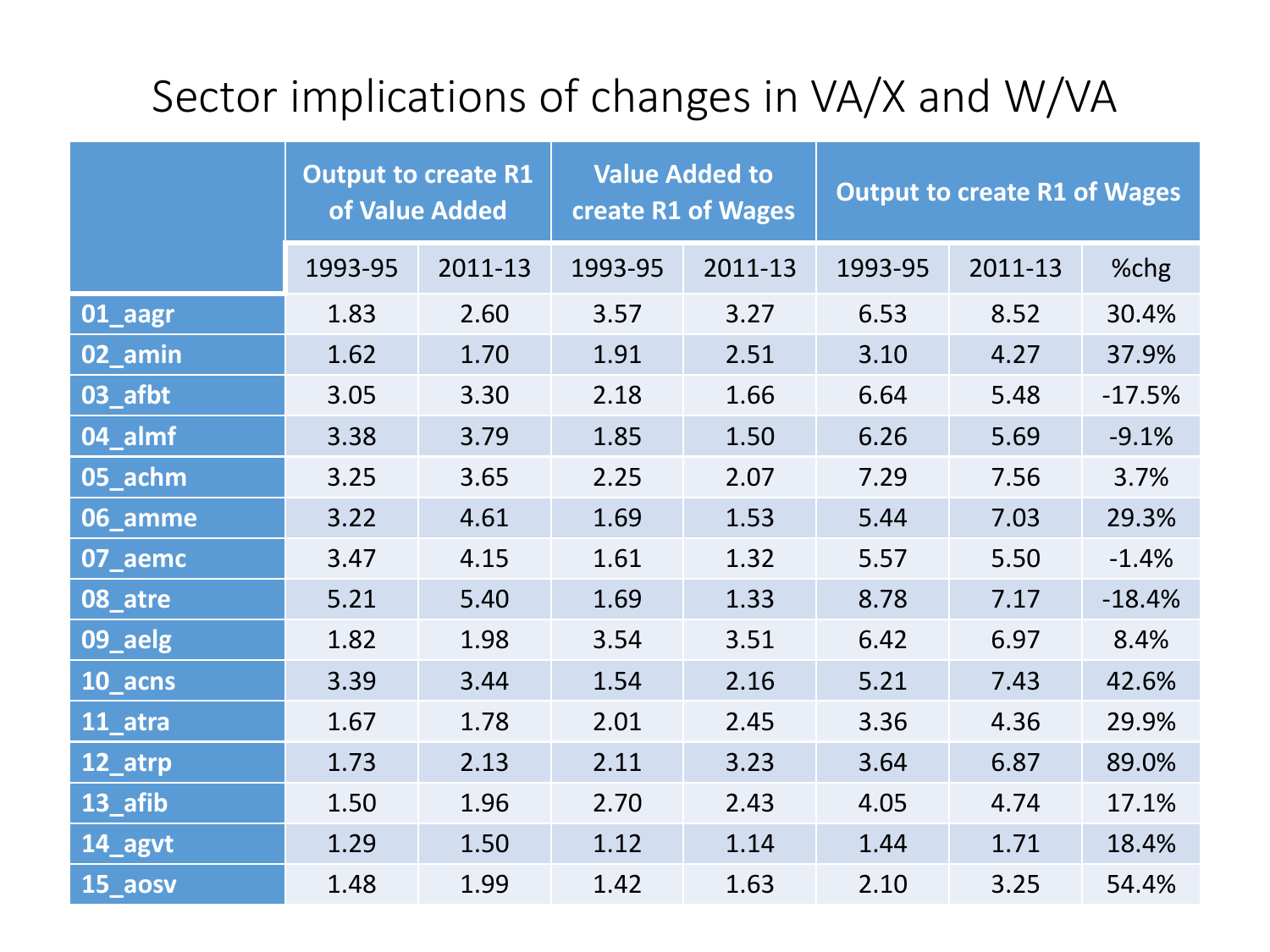# Sector implications of changes in VA/X and W/VA

| | Output to create R1 of Value Added | | Value Added to create R1 of Wages | | Output to create R1 of Wages | | |
|---|---|---|---|---|---|---|---|
| | 1993-95 | 2011-13 | 1993-95 | 2011-13 | 1993-95 | 2011-13 | %chg |
| 01_aagr | 1.83 | 2.60 | 3.57 | 3.27 | 6.53 | 8.52 | 30.4% |
| 02_amin | 1.62 | 1.70 | 1.91 | 2.51 | 3.10 | 4.27 | 37.9% |
| 03_afbt | 3.05 | 3.30 | 2.18 | 1.66 | 6.64 | 5.48 | -17.5% |
| 04_almf | 3.38 | 3.79 | 1.85 | 1.50 | 6.26 | 5.69 | -9.1% |
| 05_achm | 3.25 | 3.65 | 2.25 | 2.07 | 7.29 | 7.56 | 3.7% |
| 06_amme | 3.22 | 4.61 | 1.69 | 1.53 | 5.44 | 7.03 | 29.3% |
| 07_aemc | 3.47 | 4.15 | 1.61 | 1.32 | 5.57 | 5.50 | -1.4% |
| 08_atre | 5.21 | 5.40 | 1.69 | 1.33 | 8.78 | 7.17 | -18.4% |
| 09_aelg | 1.82 | 1.98 | 3.54 | 3.51 | 6.42 | 6.97 | 8.4% |
| 10_acns | 3.39 | 3.44 | 1.54 | 2.16 | 5.21 | 7.43 | 42.6% |
| 11_atra | 1.67 | 1.78 | 2.01 | 2.45 | 3.36 | 4.36 | 29.9% |
| 12_atrp | 1.73 | 2.13 | 2.11 | 3.23 | 3.64 | 6.87 | 89.0% |
| 13_afib | 1.50 | 1.96 | 2.70 | 2.43 | 4.05 | 4.74 | 17.1% |
| 14_agvt | 1.29 | 1.50 | 1.12 | 1.14 | 1.44 | 1.71 | 18.4% |
| 15_aosv | 1.48 | 1.99 | 1.42 | 1.63 | 2.10 | 3.25 | 54.4% |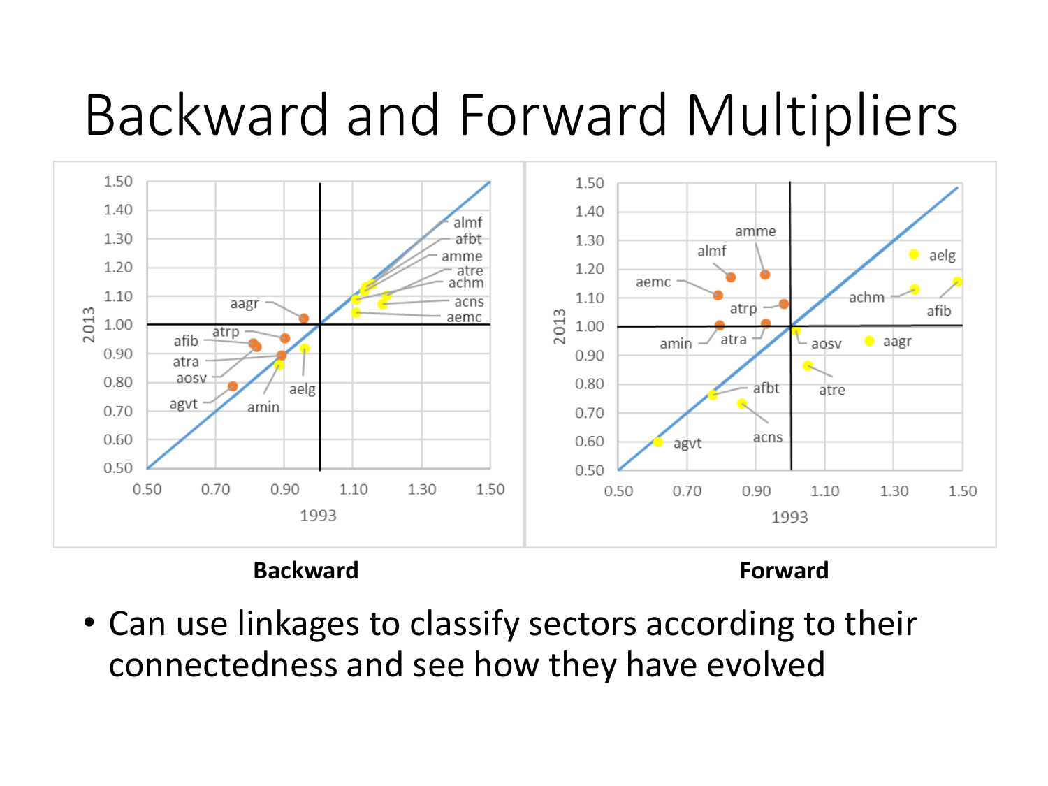# Backward and Forward Multipliers

**Backward**

**Forward**

- Can use linkages to classify sectors according to their connectedness and see how they have evolved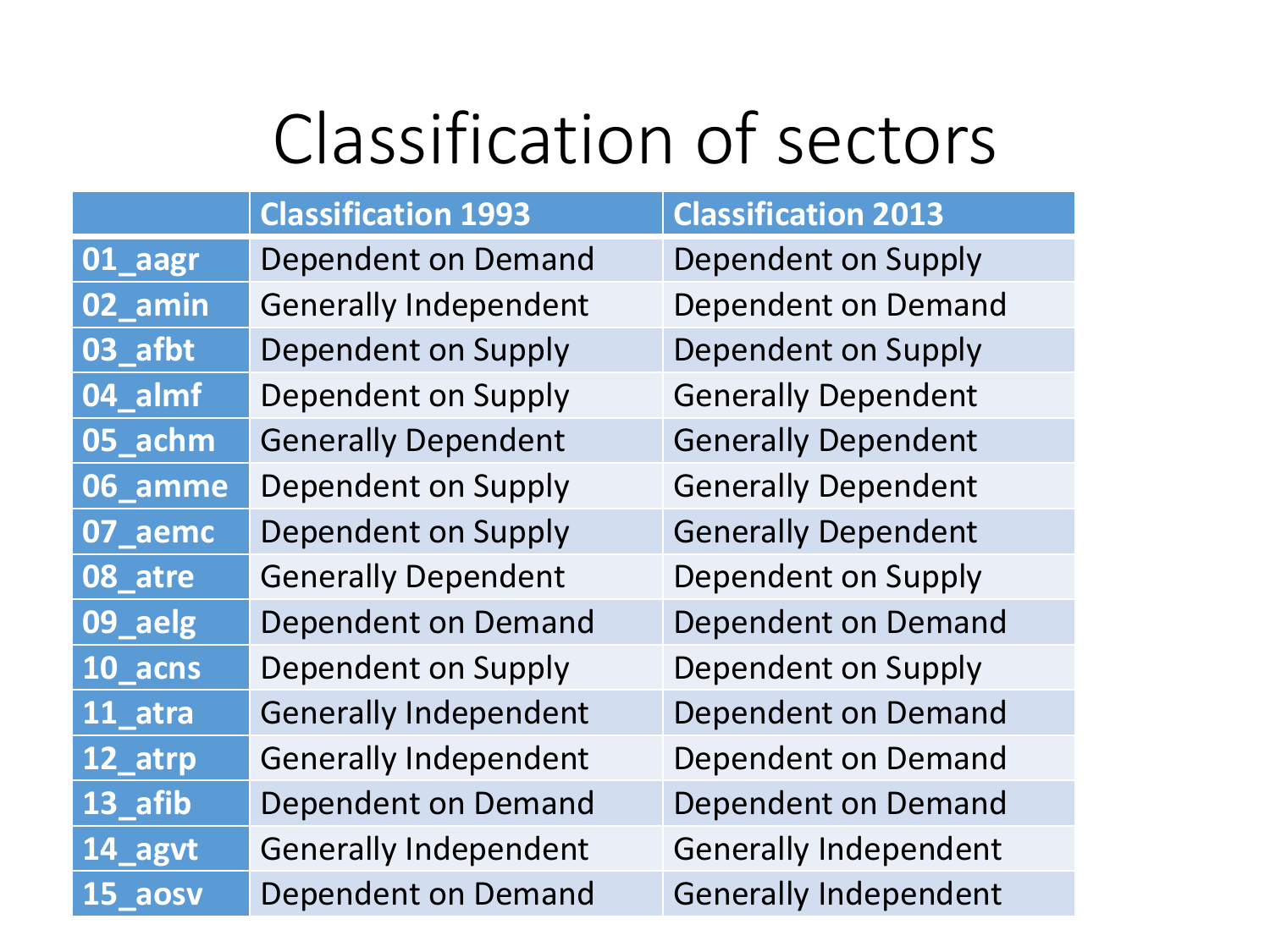# Classification of sectors

| | Classification 1993 | Classification 2013 |
|---|---|---|
| **01_aagr** | Dependent on Demand | Dependent on Supply |
| **02_amin** | Generally Independent | Dependent on Demand |
| **03_afbt** | Dependent on Supply | Dependent on Supply |
| **04_almf** | Dependent on Supply | Generally Dependent |
| **05_achm** | Generally Dependent | Generally Dependent |
| **06_amme** | Dependent on Supply | Generally Dependent |
| **07_aemc** | Dependent on Supply | Generally Dependent |
| **08_atre** | Generally Dependent | Dependent on Supply |
| **09_aelg** | Dependent on Demand | Dependent on Demand |
| **10_acns** | Dependent on Supply | Dependent on Supply |
| **11_atra** | Generally Independent | Dependent on Demand |
| **12_atrp** | Generally Independent | Dependent on Demand |
| **13_afib** | Dependent on Demand | Dependent on Demand |
| **14_agvt** | Generally Independent | Generally Independent |
| **15_aosv** | Dependent on Demand | Generally Independent |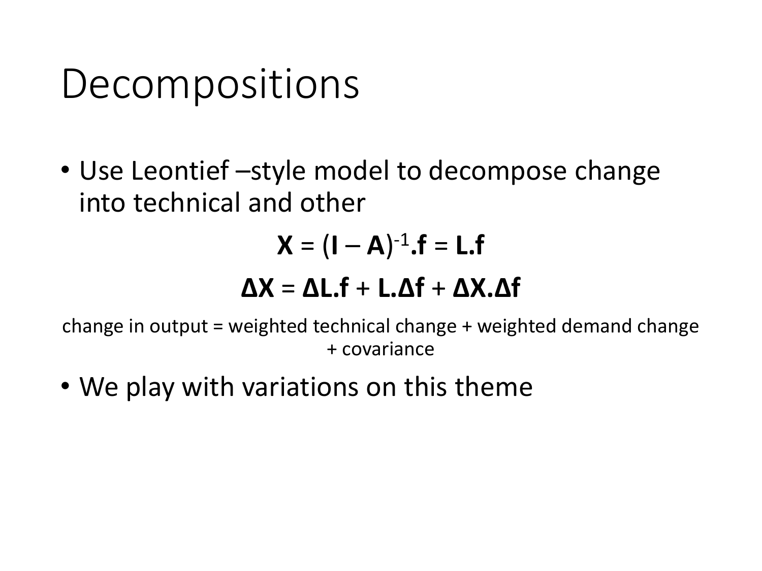# Decompositions

- Use Leontief –style model to decompose change into technical and other

$$\mathbf{X} = (\mathbf{I} - \mathbf{A})^{-1}.\mathbf{f} = \mathbf{L}.\mathbf{f}$$

$$\mathbf{\Delta X} = \mathbf{\Delta L}.\mathbf{f} + \mathbf{L}.\mathbf{\Delta f} + \mathbf{\Delta X}.\mathbf{\Delta f}$$

change in output = weighted technical change + weighted demand change + covariance

- We play with variations on this theme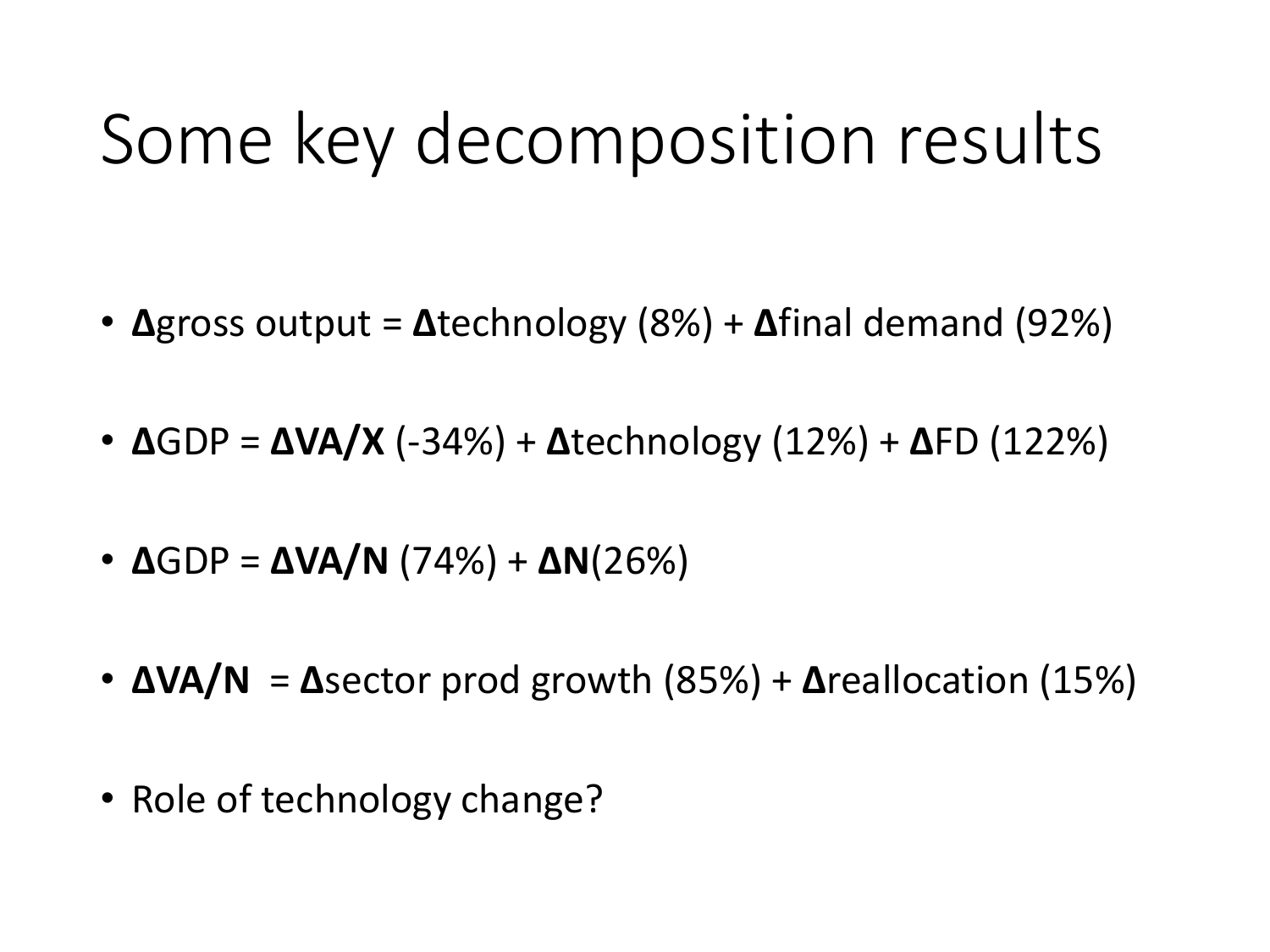# Some key decomposition results

- **Δ**gross output = **Δ**technology (8%) + **Δ**final demand (92%)
- **Δ**GDP = **ΔVA/X** (-34%) + **Δ**technology (12%) + **Δ**FD (122%)
- **Δ**GDP = **ΔVA/N** (74%) + **ΔN**(26%)
- **ΔVA/N** = **Δ**sector prod growth (85%) + **Δ**reallocation (15%)
- Role of technology change?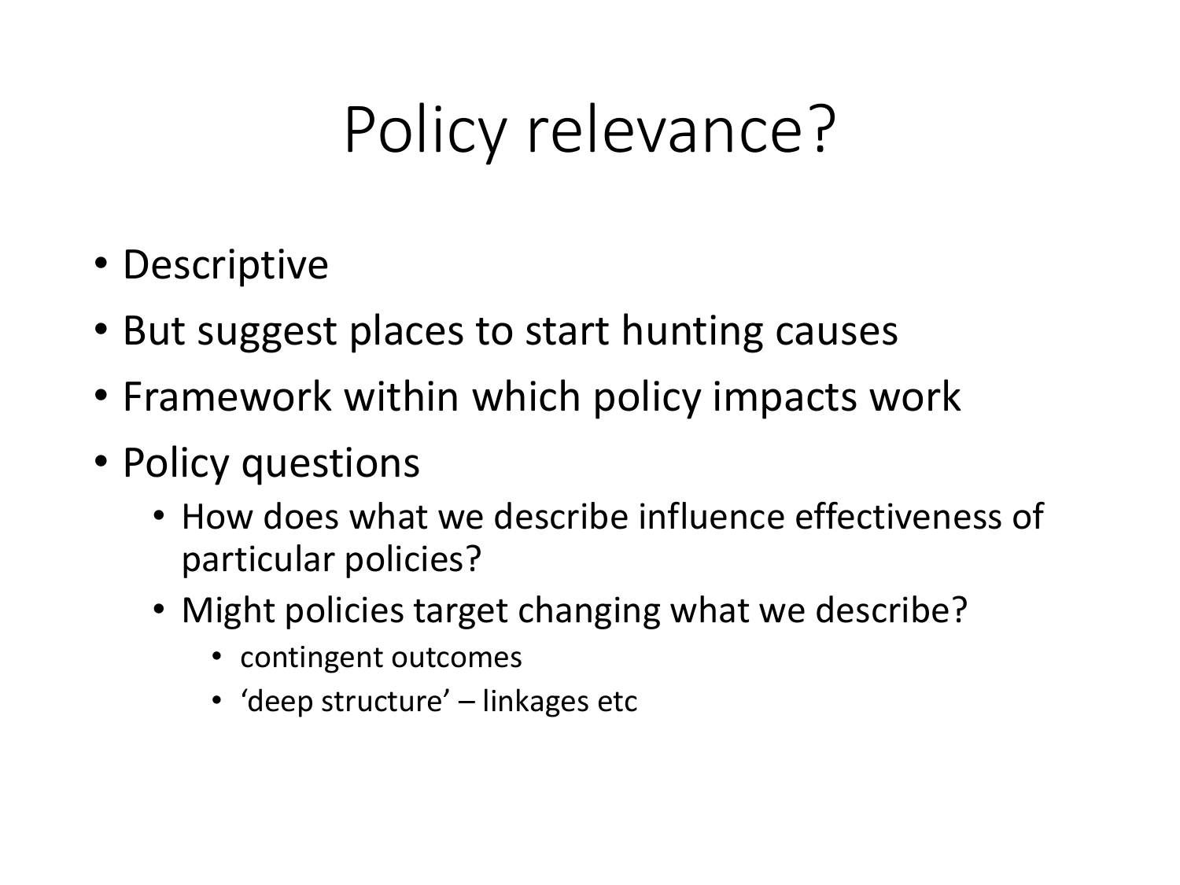# Policy relevance?

- Descriptive
- But suggest places to start hunting causes
- Framework within which policy impacts work
- Policy questions
  - How does what we describe influence effectiveness of particular policies?
  - Might policies target changing what we describe?
    - contingent outcomes
    - 'deep structure' – linkages etc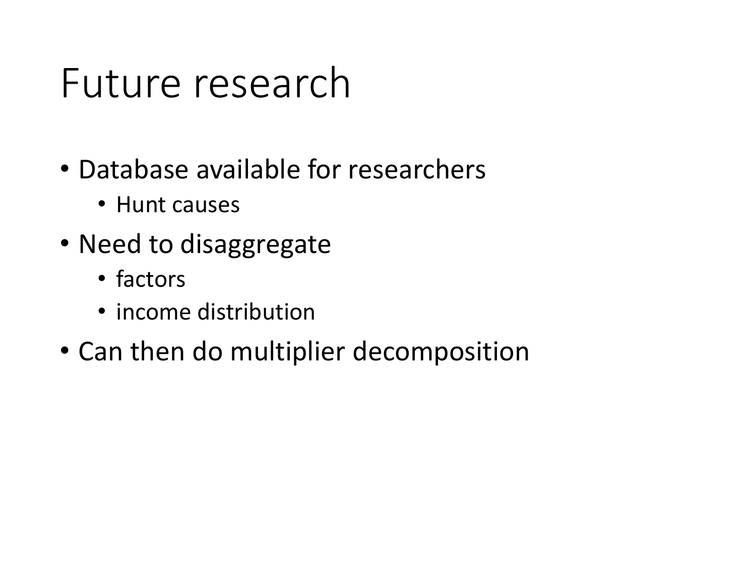# Future research

- Database available for researchers
  - Hunt causes
- Need to disaggregate
  - factors
  - income distribution
- Can then do multiplier decomposition